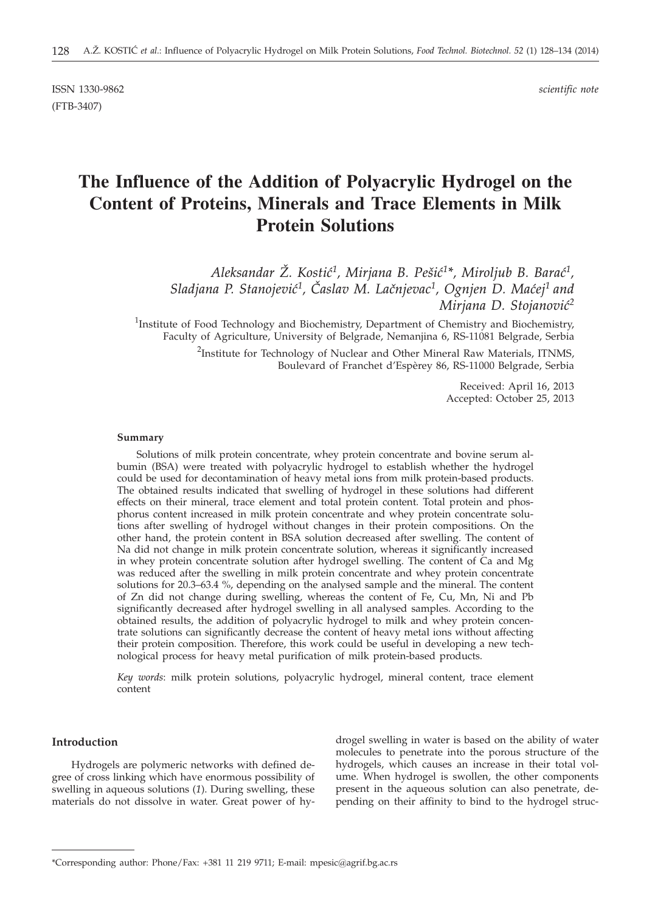ISSN 1330-9862 *scientific note*

(FTB-3407)

# The Influence of the Addition of Polyacrylic Hydrogel on the Content of Proteins, Minerals and Trace Elements in Milk Protein Solutions

*Aleksandar Ž. Kostić[1], Mirjana B. Pešić[1]*, Miroljub B. Barać[1], Sladjana P. Stanojević[1], Časlav M. Lačnjevac[1], Ognjen D. Maćej[1] and Mirjana D. Stojanović[2]*

[1]Institute of Food Technology and Biochemistry, Department of Chemistry and Biochemistry, Faculty of Agriculture, University of Belgrade, Nemanjina 6, RS-11081 Belgrade, Serbia

[2]Institute for Technology of Nuclear and Other Mineral Raw Materials, ITNMS, Boulevard of Franchet d'Espèrey 86, RS-11000 Belgrade, Serbia

Received: April 16, 2013
Accepted: October 25, 2013

### Summary

Solutions of milk protein concentrate, whey protein concentrate and bovine serum albumin (BSA) were treated with polyacrylic hydrogel to establish whether the hydrogel could be used for decontamination of heavy metal ions from milk protein-based products. The obtained results indicated that swelling of hydrogel in these solutions had different effects on their mineral, trace element and total protein content. Total protein and phosphorus content increased in milk protein concentrate and whey protein concentrate solutions after swelling of hydrogel without changes in their protein compositions. On the other hand, the protein content in BSA solution decreased after swelling. The content of Na did not change in milk protein concentrate solution, whereas it significantly increased in whey protein concentrate solution after hydrogel swelling. The content of Ca and Mg was reduced after the swelling in milk protein concentrate and whey protein concentrate solutions for 20.3–63.4 %, depending on the analysed sample and the mineral. The content of Zn did not change during swelling, whereas the content of Fe, Cu, Mn, Ni and Pb significantly decreased after hydrogel swelling in all analysed samples. According to the obtained results, the addition of polyacrylic hydrogel to milk and whey protein concentrate solutions can significantly decrease the content of heavy metal ions without affecting their protein composition. Therefore, this work could be useful in developing a new technological process for heavy metal purification of milk protein-based products.

*Key words*: milk protein solutions, polyacrylic hydrogel, mineral content, trace element content

## Introduction

Hydrogels are polymeric networks with defined degree of cross linking which have enormous possibility of swelling in aqueous solutions (*1*). During swelling, these materials do not dissolve in water. Great power of hydrogel swelling in water is based on the ability of water molecules to penetrate into the porous structure of the hydrogels, which causes an increase in their total volume. When hydrogel is swollen, the other components present in the aqueous solution can also penetrate, depending on their affinity to bind to the hydrogel struc-

---

*Corresponding author: Phone/Fax: +381 11 219 9711; E-mail: mpesic@agrif.bg.ac.rs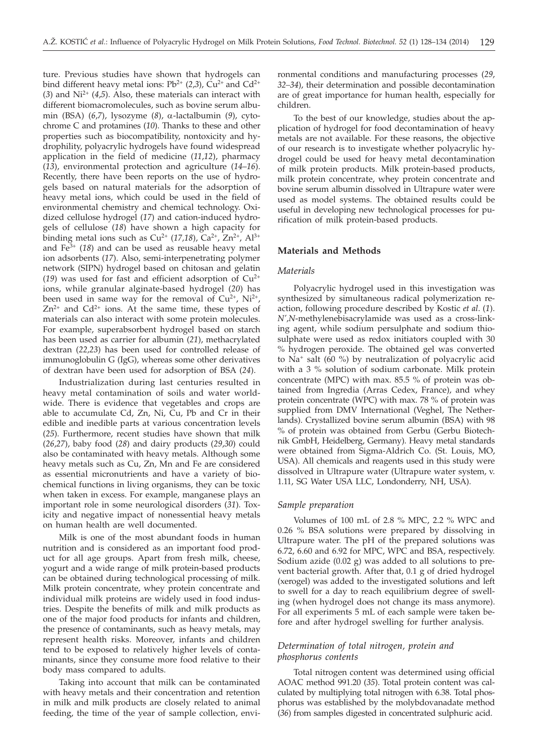ture. Previous studies have shown that hydrogels can bind different heavy metal ions: $Pb^{2+}$ (*2*,*3*), $Cu^{2+}$ and $Cd^{2+}$ (*3*) and $Ni^{2+}$ (*4*,*5*). Also, these materials can interact with different biomacromolecules, such as bovine serum albumin (BSA) (*6*,*7*), lysozyme (*8*), α-lactalbumin (*9*), cytochrome C and protamines (*10*). Thanks to these and other properties such as biocompatibility, nontoxicity and hydrophility, polyacrylic hydrogels have found widespread application in the field of medicine (*11*,*12*), pharmacy (*13*), environmental protection and agriculture (*14–16*). Recently, there have been reports on the use of hydrogels based on natural materials for the adsorption of heavy metal ions, which could be used in the field of environmental chemistry and chemical technology. Oxidized cellulose hydrogel (*17*) and cation-induced hydrogels of cellulose (*18*) have shown a high capacity for binding metal ions such as $Cu^{2+}$ (*17*,*18*), $Ca^{2+}$, $Zn^{2+}$, $Al^{3+}$ and $Fe^{3+}$ (*18*) and can be used as reusable heavy metal ion adsorbents (*17*). Also, semi-interpenetrating polymer network (SIPN) hydrogel based on chitosan and gelatin (*19*) was used for fast and efficient adsorption of $Cu^{2+}$ ions, while granular alginate-based hydrogel (*20*) has been used in same way for the removal of $Cu^{2+}$, $Ni^{2+}$, $Zn^{2+}$ and $Cd^{2+}$ ions. At the same time, these types of materials can also interact with some protein molecules. For example, superabsorbent hydrogel based on starch has been used as carrier for albumin (*21*), methacrylated dextran (*22*,*23*) has been used for controlled release of immunoglobulin G (IgG), whereas some other derivatives of dextran have been used for adsorption of BSA (*24*).

Industrialization during last centuries resulted in heavy metal contamination of soils and water worldwide. There is evidence that vegetables and crops are able to accumulate Cd, Zn, Ni, Cu, Pb and Cr in their edible and inedible parts at various concentration levels (*25*). Furthermore, recent studies have shown that milk (*26*,*27*), baby food (*28*) and dairy products (*29*,*30*) could also be contaminated with heavy metals. Although some heavy metals such as Cu, Zn, Mn and Fe are considered as essential micronutrients and have a variety of biochemical functions in living organisms, they can be toxic when taken in excess. For example, manganese plays an important role in some neurological disorders (*31*). Toxicity and negative impact of nonessential heavy metals on human health are well documented.

Milk is one of the most abundant foods in human nutrition and is considered as an important food product for all age groups. Apart from fresh milk, cheese, yogurt and a wide range of milk protein-based products can be obtained during technological processing of milk. Milk protein concentrate, whey protein concentrate and individual milk proteins are widely used in food industries. Despite the benefits of milk and milk products as one of the major food products for infants and children, the presence of contaminants, such as heavy metals, may represent health risks. Moreover, infants and children tend to be exposed to relatively higher levels of contaminants, since they consume more food relative to their body mass compared to adults.

Taking into account that milk can be contaminated with heavy metals and their concentration and retention in milk and milk products are closely related to animal feeding, the time of the year of sample collection, environmental conditions and manufacturing processes (*29*, *32–34*), their determination and possible decontamination are of great importance for human health, especially for children.

To the best of our knowledge, studies about the application of hydrogel for food decontamination of heavy metals are not available. For these reasons, the objective of our research is to investigate whether polyacrylic hydrogel could be used for heavy metal decontamination of milk protein products. Milk protein-based products, milk protein concentrate, whey protein concentrate and bovine serum albumin dissolved in Ultrapure water were used as model systems. The obtained results could be useful in developing new technological processes for purification of milk protein-based products.

## Materials and Methods

### *Materials*

Polyacrylic hydrogel used in this investigation was synthesized by simultaneous radical polymerization reaction, following procedure described by Kostic *et al*. (*1*). *N*′,*N*-methylenebisacrylamide was used as a cross-linking agent, while sodium persulphate and sodium thiosulphate were used as redox initiators coupled with 30 % hydrogen peroxide. The obtained gel was converted to $Na^+$ salt (60 %) by neutralization of polyacrylic acid with a 3 % solution of sodium carbonate. Milk protein concentrate (MPC) with max. 85.5 % of protein was obtained from Ingredia (Arras Cedex, France), and whey protein concentrate (WPC) with max. 78 % of protein was supplied from DMV International (Veghel, The Netherlands). Crystallized bovine serum albumin (BSA) with 98 % of protein was obtained from Gerbu (Gerbu Biotechnik GmbH, Heidelberg, Germany). Heavy metal standards were obtained from Sigma-Aldrich Co. (St. Louis, MO, USA). All chemicals and reagents used in this study were dissolved in Ultrapure water (Ultrapure water system, v. 1.11, SG Water USA LLC, Londonderry, NH, USA).

### *Sample preparation*

Volumes of 100 mL of 2.8 % MPC, 2.2 % WPC and 0.26 % BSA solutions were prepared by dissolving in Ultrapure water. The pH of the prepared solutions was 6.72, 6.60 and 6.92 for MPC, WPC and BSA, respectively. Sodium azide (0.02 g) was added to all solutions to prevent bacterial growth. After that, 0.1 g of dried hydrogel (xerogel) was added to the investigated solutions and left to swell for a day to reach equilibrium degree of swelling (when hydrogel does not change its mass anymore). For all experiments 5 mL of each sample were taken before and after hydrogel swelling for further analysis.

### *Determination of total nitrogen, protein and phosphorus contents*

Total nitrogen content was determined using official AOAC method 991.20 (*35*). Total protein content was calculated by multiplying total nitrogen with 6.38. Total phosphorus was established by the molybdovanadate method (*36*) from samples digested in concentrated sulphuric acid.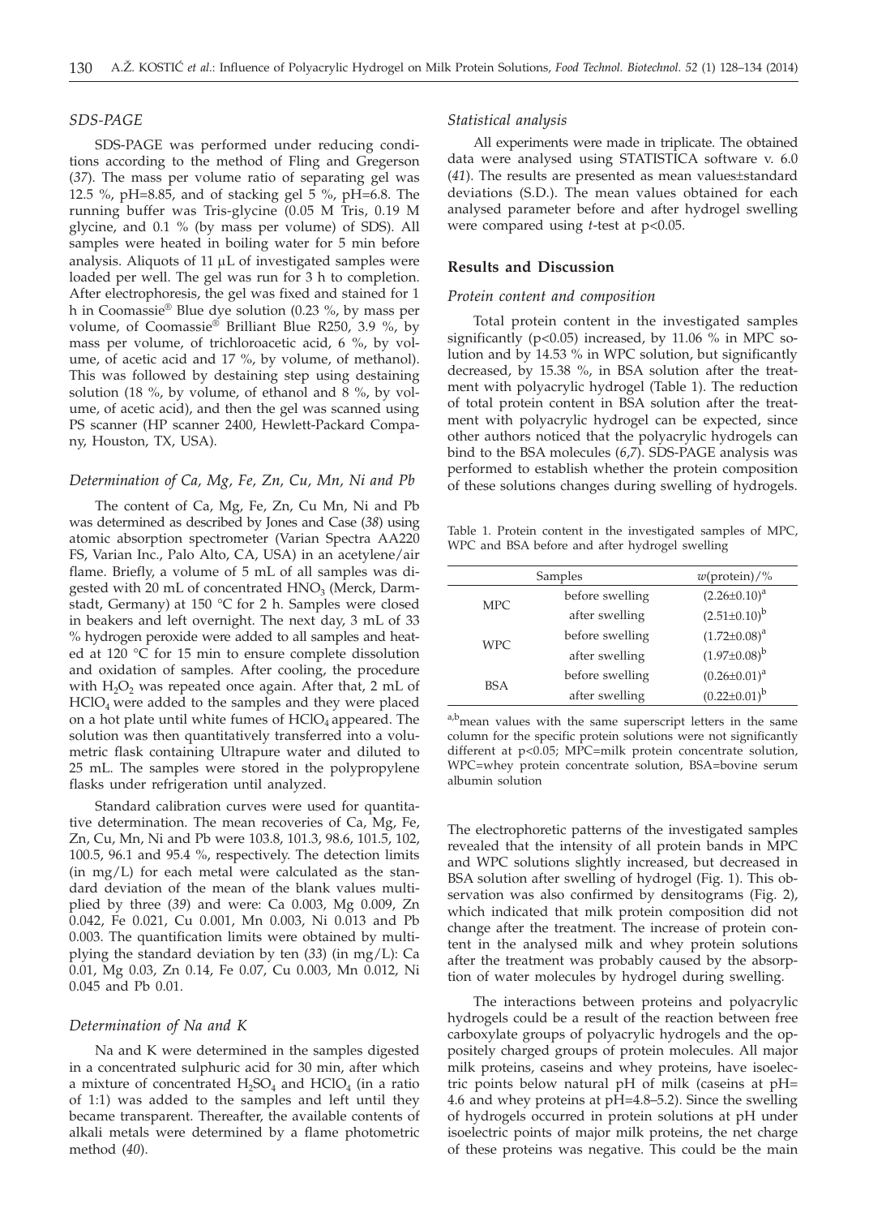### *SDS-PAGE*

SDS-PAGE was performed under reducing conditions according to the method of Fling and Gregerson (*37*). The mass per volume ratio of separating gel was 12.5 %, pH=8.85, and of stacking gel 5 %, pH=6.8. The running buffer was Tris-glycine (0.05 M Tris, 0.19 M glycine, and 0.1 % (by mass per volume) of SDS). All samples were heated in boiling water for 5 min before analysis. Aliquots of 11 μL of investigated samples were loaded per well. The gel was run for 3 h to completion. After electrophoresis, the gel was fixed and stained for 1 h in Coomassie® Blue dye solution (0.23 %, by mass per volume, of Coomassie® Brilliant Blue R250, 3.9 %, by mass per volume, of trichloroacetic acid, 6 %, by volume, of acetic acid and 17 %, by volume, of methanol). This was followed by destaining step using destaining solution (18 %, by volume, of ethanol and 8 %, by volume, of acetic acid), and then the gel was scanned using PS scanner (HP scanner 2400, Hewlett-Packard Company, Houston, TX, USA).

### *Determination of Ca, Mg, Fe, Zn, Cu, Mn, Ni and Pb*

The content of Ca, Mg, Fe, Zn, Cu Mn, Ni and Pb was determined as described by Jones and Case (*38*) using atomic absorption spectrometer (Varian Spectra AA220 FS, Varian Inc., Palo Alto, CA, USA) in an acetylene/air flame. Briefly, a volume of 5 mL of all samples was digested with 20 mL of concentrated $HNO_3$ (Merck, Darmstadt, Germany) at 150 °C for 2 h. Samples were closed in beakers and left overnight. The next day, 3 mL of 33 % hydrogen peroxide were added to all samples and heated at 120 °C for 15 min to ensure complete dissolution and oxidation of samples. After cooling, the procedure with $H_2O_2$ was repeated once again. After that, 2 mL of $HClO_4$ were added to the samples and they were placed on a hot plate until white fumes of $HClO_4$ appeared. The solution was then quantitatively transferred into a volumetric flask containing Ultrapure water and diluted to 25 mL. The samples were stored in the polypropylene flasks under refrigeration until analyzed.

Standard calibration curves were used for quantitative determination. The mean recoveries of Ca, Mg, Fe, Zn, Cu, Mn, Ni and Pb were 103.8, 101.3, 98.6, 101.5, 102, 100.5, 96.1 and 95.4 %, respectively. The detection limits (in mg/L) for each metal were calculated as the standard deviation of the mean of the blank values multiplied by three (*39*) and were: Ca 0.003, Mg 0.009, Zn 0.042, Fe 0.021, Cu 0.001, Mn 0.003, Ni 0.013 and Pb 0.003. The quantification limits were obtained by multiplying the standard deviation by ten (*33*) (in mg/L): Ca 0.01, Mg 0.03, Zn 0.14, Fe 0.07, Cu 0.003, Mn 0.012, Ni 0.045 and Pb 0.01.

### *Determination of Na and K*

Na and K were determined in the samples digested in a concentrated sulphuric acid for 30 min, after which a mixture of concentrated $H_2SO_4$ and $HClO_4$ (in a ratio of 1:1) was added to the samples and left until they became transparent. Thereafter, the available contents of alkali metals were determined by a flame photometric method (*40*).

### *Statistical analysis*

All experiments were made in triplicate. The obtained data were analysed using STATISTICA software v. 6.0 (*41*). The results are presented as mean values±standard deviations (S.D.). The mean values obtained for each analysed parameter before and after hydrogel swelling were compared using *t*-test at $p<0.05$.

## Results and Discussion

### *Protein content and composition*

Total protein content in the investigated samples significantly ($p<0.05$) increased, by 11.06 % in MPC solution and by 14.53 % in WPC solution, but significantly decreased, by 15.38 %, in BSA solution after the treatment with polyacrylic hydrogel (Table 1). The reduction of total protein content in BSA solution after the treatment with polyacrylic hydrogel can be expected, since other authors noticed that the polyacrylic hydrogels can bind to the BSA molecules (*6,7*). SDS-PAGE analysis was performed to establish whether the protein composition of these solutions changes during swelling of hydrogels.

Table 1. Protein content in the investigated samples of MPC, WPC and BSA before and after hydrogel swelling

| Samples | | $w$(protein)/% |
|---|---|---|
| MPC | before swelling | $(2.26\pm0.10)^a$ |
| | after swelling | $(2.51\pm0.10)^b$ |
| WPC | before swelling | $(1.72\pm0.08)^a$ |
| | after swelling | $(1.97\pm0.08)^b$ |
| BSA | before swelling | $(0.26\pm0.01)^a$ |
| | after swelling | $(0.22\pm0.01)^b$ |

[a,b]mean values with the same superscript letters in the same column for the specific protein solutions were not significantly different at $p<0.05$; MPC=milk protein concentrate solution, WPC=whey protein concentrate solution, BSA=bovine serum albumin solution

The electrophoretic patterns of the investigated samples revealed that the intensity of all protein bands in MPC and WPC solutions slightly increased, but decreased in BSA solution after swelling of hydrogel (Fig. 1). This observation was also confirmed by densitograms (Fig. 2), which indicated that milk protein composition did not change after the treatment. The increase of protein content in the analysed milk and whey protein solutions after the treatment was probably caused by the absorption of water molecules by hydrogel during swelling.

The interactions between proteins and polyacrylic hydrogels could be a result of the reaction between free carboxylate groups of polyacrylic hydrogels and the oppositely charged groups of protein molecules. All major milk proteins, caseins and whey proteins, have isoelectric points below natural pH of milk (caseins at pH=4.6 and whey proteins at pH=4.8–5.2). Since the swelling of hydrogels occurred in protein solutions at pH under isoelectric points of major milk proteins, the net charge of these proteins was negative. This could be the main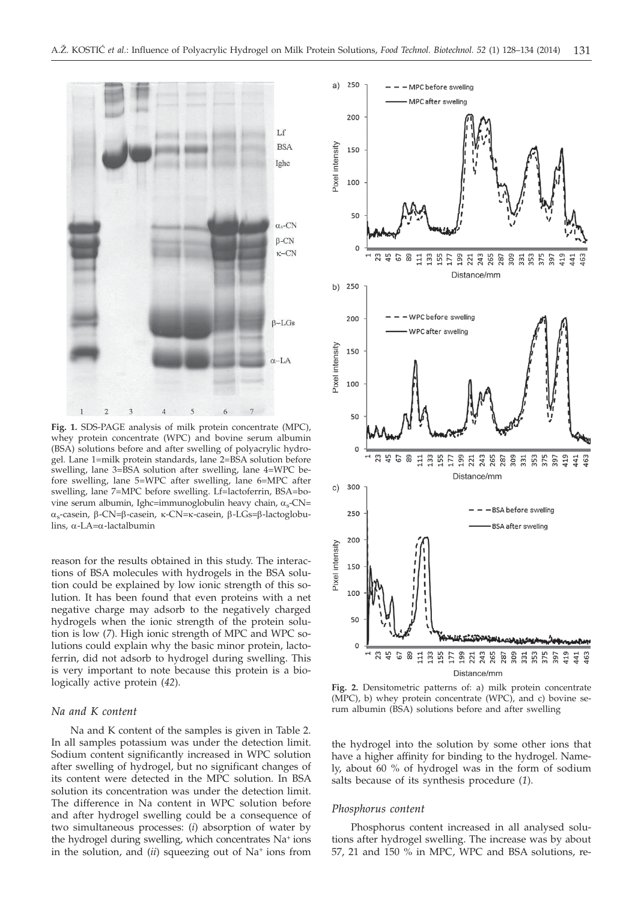Fig. 1. SDS-PAGE analysis of milk protein concentrate (MPC), whey protein concentrate (WPC) and bovine serum albumin (BSA) solutions before and after swelling of polyacrylic hydrogel. Lane 1=milk protein standards, lane 2=BSA solution before swelling, lane 3=BSA solution after swelling, lane 4=WPC before swelling, lane 5=WPC after swelling, lane 6=MPC after swelling, lane 7=MPC before swelling. Lf=lactoferrin, BSA=bovine serum albumin, Ighc=immunoglobulin heavy chain, $\alpha_s$-CN=$\alpha_s$-casein, β-CN=β-casein, κ-CN=κ-casein, β-LGs=β-lactoglobulins, α-LA=α-lactalbumin

Fig. 2. Densitometric patterns of: a) milk protein concentrate (MPC), b) whey protein concentrate (WPC), and c) bovine serum albumin (BSA) solutions before and after swelling

reason for the results obtained in this study. The interactions of BSA molecules with hydrogels in the BSA solution could be explained by low ionic strength of this solution. It has been found that even proteins with a net negative charge may adsorb to the negatively charged hydrogels when the ionic strength of the protein solution is low (*7*). High ionic strength of MPC and WPC solutions could explain why the basic minor protein, lactoferrin, did not adsorb to hydrogel during swelling. This is very important to note because this protein is a biologically active protein (*42*).

### *Na and K content*

Na and K content of the samples is given in Table 2. In all samples potassium was under the detection limit. Sodium content significantly increased in WPC solution after swelling of hydrogel, but no significant changes of its content were detected in the MPC solution. In BSA solution its concentration was under the detection limit. The difference in Na content in WPC solution before and after hydrogel swelling could be a consequence of two simultaneous processes: (*i*) absorption of water by the hydrogel during swelling, which concentrates $Na^+$ ions in the solution, and (*ii*) squeezing out of $Na^+$ ions from the hydrogel into the solution by some other ions that have a higher affinity for binding to the hydrogel. Namely, about 60 % of hydrogel was in the form of sodium salts because of its synthesis procedure (*1*).

### *Phosphorus content*

Phosphorus content increased in all analysed solutions after hydrogel swelling. The increase was by about 57, 21 and 150 % in MPC, WPC and BSA solutions, re-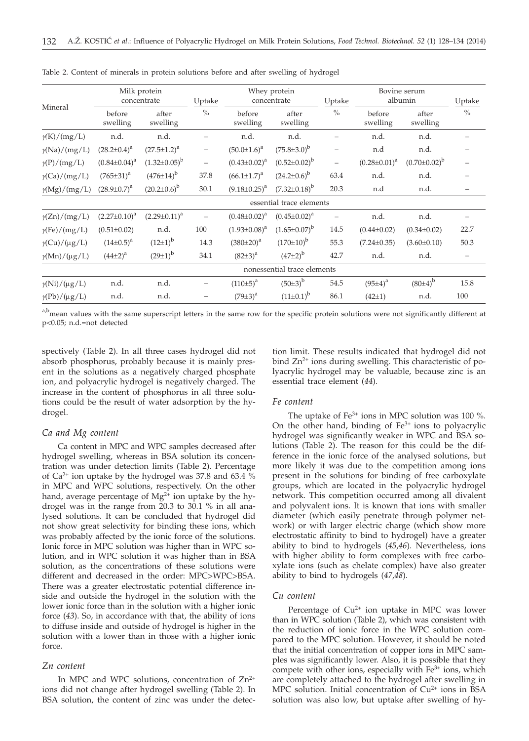Table 2. Content of minerals in protein solutions before and after swelling of hydrogel

| Mineral | Milk protein concentrate | | Uptake | Whey protein concentrate | | Uptake | Bovine serum albumin | | Uptake |
|---|---|---|---|---|---|---|---|---|---|
| | before swelling | after swelling | % | before swelling | after swelling | % | before swelling | after swelling | % |
| $\gamma$(K)/(mg/L) | n.d. | n.d. | – | n.d. | n.d. | – | n.d. | n.d. | – |
| $\gamma$(Na)/(mg/L) | $(28.2\pm0.4)^a$ | $(27.5\pm1.2)^a$ | – | $(50.0\pm1.6)^a$ | $(75.8\pm3.0)^b$ | – | n.d | n.d. | – |
| $\gamma$(P)/(mg/L) | $(0.84\pm0.04)^a$ | $(1.32\pm0.05)^b$ | – | $(0.43\pm0.02)^a$ | $(0.52\pm0.02)^b$ | – | $(0.28\pm0.01)^a$ | $(0.70\pm0.02)^b$ | – |
| $\gamma$(Ca)/(mg/L) | $(765\pm31)^a$ | $(476\pm14)^b$ | 37.8 | $(66.1\pm1.7)^a$ | $(24.2\pm0.6)^b$ | 63.4 | n.d. | n.d. | – |
| $\gamma$(Mg)/(mg/L) | $(28.9\pm0.7)^a$ | $(20.2\pm0.6)^b$ | 30.1 | $(9.18\pm0.25)^a$ | $(7.32\pm0.18)^b$ | 20.3 | n.d | n.d. | – |
| essential trace elements | | | | | | | | | |
| $\gamma$(Zn)/(mg/L) | $(2.27\pm0.10)^a$ | $(2.29\pm0.11)^a$ | – | $(0.48\pm0.02)^a$ | $(0.45\pm0.02)^a$ | – | n.d. | n.d. | – |
| $\gamma$(Fe)/(mg/L) | $(0.51\pm0.02)$ | n.d. | 100 | $(1.93\pm0.08)^a$ | $(1.65\pm0.07)^b$ | 14.5 | $(0.44\pm0.02)$ | $(0.34\pm0.02)$ | 22.7 |
| $\gamma$(Cu)/(μg/L) | $(14\pm0.5)^a$ | $(12\pm1)^b$ | 14.3 | $(380\pm20)^a$ | $(170\pm10)^b$ | 55.3 | $(7.24\pm0.35)$ | $(3.60\pm0.10)$ | 50.3 |
| $\gamma$(Mn)/(μg/L) | $(44\pm2)^a$ | $(29\pm1)^b$ | 34.1 | $(82\pm3)^a$ | $(47\pm2)^b$ | 42.7 | n.d. | n.d. | – |
| nonessential trace elements | | | | | | | | | |
| $\gamma$(Ni)/(μg/L) | n.d. | n.d. | – | $(110\pm5)^a$ | $(50\pm3)^b$ | 54.5 | $(95\pm4)^a$ | $(80\pm4)^b$ | 15.8 |
| $\gamma$(Pb)/(μg/L) | n.d. | n.d. | – | $(79\pm3)^a$ | $(11\pm0.1)^b$ | 86.1 | $(42\pm1)$ | n.d. | 100 |

[a,b]mean values with the same superscript letters in the same row for the specific protein solutions were not significantly different at $p<0.05$; n.d.=not detected

spectively (Table 2). In all three cases hydrogel did not absorb phosphorus, probably because it is mainly present in the solutions as a negatively charged phosphate ion, and polyacrylic hydrogel is negatively charged. The increase in the content of phosphorus in all three solutions could be the result of water adsorption by the hydrogel.

### *Ca and Mg content*

Ca content in MPC and WPC samples decreased after hydrogel swelling, whereas in BSA solution its concentration was under detection limits (Table 2). Percentage of $Ca^{2+}$ ion uptake by the hydrogel was 37.8 and 63.4 % in MPC and WPC solutions, respectively. On the other hand, average percentage of $Mg^{2+}$ ion uptake by the hydrogel was in the range from 20.3 to 30.1 % in all analysed solutions. It can be concluded that hydrogel did not show great selectivity for binding these ions, which was probably affected by the ionic force of the solutions. Ionic force in MPC solution was higher than in WPC solution, and in WPC solution it was higher than in BSA solution, as the concentrations of these solutions were different and decreased in the order: MPC>WPC>BSA. There was a greater electrostatic potential difference inside and outside the hydrogel in the solution with the lower ionic force than in the solution with a higher ionic force (*43*). So, in accordance with that, the ability of ions to diffuse inside and outside of hydrogel is higher in the solution with a lower than in those with a higher ionic force.

### *Zn content*

In MPC and WPC solutions, concentration of $Zn^{2+}$ ions did not change after hydrogel swelling (Table 2). In BSA solution, the content of zinc was under the detection limit. These results indicated that hydrogel did not bind $Zn^{2+}$ ions during swelling. This characteristic of polyacrylic hydrogel may be valuable, because zinc is an essential trace element (*44*).

### *Fe content*

The uptake of $Fe^{3+}$ ions in MPC solution was 100 %. On the other hand, binding of $Fe^{3+}$ ions to polyacrylic hydrogel was significantly weaker in WPC and BSA solutions (Table 2). The reason for this could be the difference in the ionic force of the analysed solutions, but more likely it was due to the competition among ions present in the solutions for binding of free carboxylate groups, which are located in the polyacrylic hydrogel network. This competition occurred among all divalent and polyvalent ions. It is known that ions with smaller diameter (which easily penetrate through polymer network) or with larger electric charge (which show more electrostatic affinity to bind to hydrogel) have a greater ability to bind to hydrogels (*45,46*). Nevertheless, ions with higher ability to form complexes with free carboxylate ions (such as chelate complex) have also greater ability to bind to hydrogels (*47,48*).

### *Cu content*

Percentage of $Cu^{2+}$ ion uptake in MPC was lower than in WPC solution (Table 2), which was consistent with the reduction of ionic force in the WPC solution compared to the MPC solution. However, it should be noted that the initial concentration of copper ions in MPC samples was significantly lower. Also, it is possible that they compete with other ions, especially with $Fe^{3+}$ ions, which are completely attached to the hydrogel after swelling in MPC solution. Initial concentration of $Cu^{2+}$ ions in BSA solution was also low, but uptake after swelling of hy-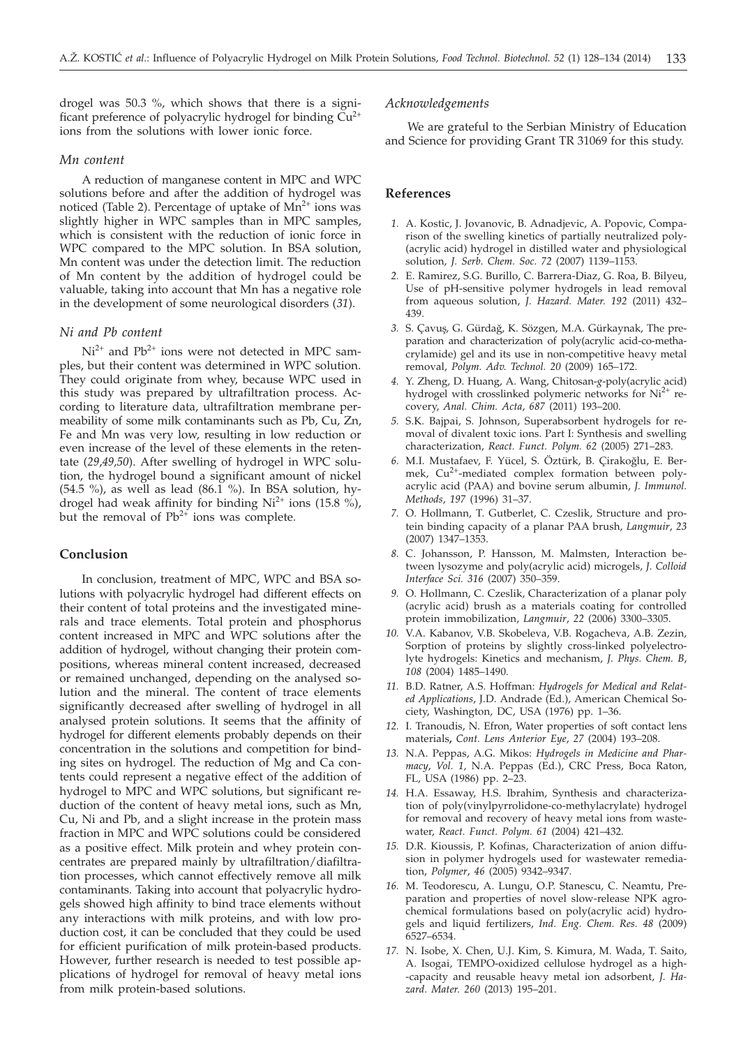drogel was 50.3 %, which shows that there is a significant preference of polyacrylic hydrogel for binding $Cu^{2+}$ ions from the solutions with lower ionic force.

### *Mn content*

A reduction of manganese content in MPC and WPC solutions before and after the addition of hydrogel was noticed (Table 2). Percentage of uptake of $Mn^{2+}$ ions was slightly higher in WPC samples than in MPC samples, which is consistent with the reduction of ionic force in WPC compared to the MPC solution. In BSA solution, Mn content was under the detection limit. The reduction of Mn content by the addition of hydrogel could be valuable, taking into account that Mn has a negative role in the development of some neurological disorders (*31*).

### *Ni and Pb content*

$Ni^{2+}$ and $Pb^{2+}$ ions were not detected in MPC samples, but their content was determined in WPC solution. They could originate from whey, because WPC used in this study was prepared by ultrafiltration process. According to literature data, ultrafiltration membrane permeability of some milk contaminants such as Pb, Cu, Zn, Fe and Mn was very low, resulting in low reduction or even increase of the level of these elements in the retentate (*29,49,50*). After swelling of hydrogel in WPC solution, the hydrogel bound a significant amount of nickel (54.5 %), as well as lead (86.1 %). In BSA solution, hydrogel had weak affinity for binding $Ni^{2+}$ ions (15.8 %), but the removal of $Pb^{2+}$ ions was complete.

## Conclusion

In conclusion, treatment of MPC, WPC and BSA solutions with polyacrylic hydrogel had different effects on their content of total proteins and the investigated minerals and trace elements. Total protein and phosphorus content increased in MPC and WPC solutions after the addition of hydrogel, without changing their protein compositions, whereas mineral content increased, decreased or remained unchanged, depending on the analysed solution and the mineral. The content of trace elements significantly decreased after swelling of hydrogel in all analysed protein solutions. It seems that the affinity of hydrogel for different elements probably depends on their concentration in the solutions and competition for binding sites on hydrogel. The reduction of Mg and Ca contents could represent a negative effect of the addition of hydrogel to MPC and WPC solutions, but significant reduction of the content of heavy metal ions, such as Mn, Cu, Ni and Pb, and a slight increase in the protein mass fraction in MPC and WPC solutions could be considered as a positive effect. Milk protein and whey protein concentrates are prepared mainly by ultrafiltration/diafiltration processes, which cannot effectively remove all milk contaminants. Taking into account that polyacrylic hydrogels showed high affinity to bind trace elements without any interactions with milk proteins, and with low production cost, it can be concluded that they could be used for efficient purification of milk protein-based products. However, further research is needed to test possible applications of hydrogel for removal of heavy metal ions from milk protein-based solutions.

### *Acknowledgements*

We are grateful to the Serbian Ministry of Education and Science for providing Grant TR 31069 for this study.

## References

1. A. Kostic, J. Jovanovic, B. Adnadjevic, A. Popovic, Comparison of the swelling kinetics of partially neutralized poly-(acrylic acid) hydrogel in distilled water and physiological solution, *J. Serb. Chem. Soc. 72* (2007) 1139–1153.
2. E. Ramirez, S.G. Burillo, C. Barrera-Diaz, G. Roa, B. Bilyeu, Use of pH-sensitive polymer hydrogels in lead removal from aqueous solution, *J. Hazard. Mater. 192* (2011) 432–439.
3. S. Çavuş, G. Gürdağ, K. Sözgen, M.A. Gürkaynak, The preparation and characterization of poly(acrylic acid-co-methacrylamide) gel and its use in non-competitive heavy metal removal, *Polym. Adv. Technol. 20* (2009) 165–172.
4. Y. Zheng, D. Huang, A. Wang, Chitosan-*g*-poly(acrylic acid) hydrogel with crosslinked polymeric networks for $Ni^{2+}$ recovery, *Anal. Chim. Acta*, *687* (2011) 193–200.
5. S.K. Bajpai, S. Johnson, Superabsorbent hydrogels for removal of divalent toxic ions. Part I: Synthesis and swelling characterization, *React. Funct. Polym. 62* (2005) 271–283.
6. M.I. Mustafaev, F. Yücel, S. Öztürk, B. Çirakoğlu, E. Bermek, $Cu^{2+}$-mediated complex formation between polyacrylic acid (PAA) and bovine serum albumin, *J. Immunol. Methods*, *197* (1996) 31–37.
7. O. Hollmann, T. Gutberlet, C. Czeslik, Structure and protein binding capacity of a planar PAA brush, *Langmuir*, *23* (2007) 1347–1353.
8. C. Johansson, P. Hansson, M. Malmsten, Interaction between lysozyme and poly(acrylic acid) microgels, *J. Colloid Interface Sci. 316* (2007) 350–359.
9. O. Hollmann, C. Czeslik, Characterization of a planar poly (acrylic acid) brush as a materials coating for controlled protein immobilization, *Langmuir*, *22* (2006) 3300–3305.
10. V.A. Kabanov, V.B. Skobeleva, V.B. Rogacheva, A.B. Zezin, Sorption of proteins by slightly cross-linked polyelectrolyte hydrogels: Kinetics and mechanism, *J. Phys. Chem. B*, *108* (2004) 1485–1490.
11. B.D. Ratner, A.S. Hoffman: *Hydrogels for Medical and Related Applications*, J.D. Andrade (Ed.), American Chemical Society, Washington, DC, USA (1976) pp. 1–36.
12. I. Tranoudis, N. Efron, Water properties of soft contact lens materials, *Cont. Lens Anterior Eye*, *27* (2004) 193–208.
13. N.A. Peppas, A.G. Mikos: *Hydrogels in Medicine and Pharmacy*, *Vol. 1*, N.A. Peppas (Ed.), CRC Press, Boca Raton, FL, USA (1986) pp. 2–23.
14. H.A. Essaway, H.S. Ibrahim, Synthesis and characterization of poly(vinylpyrrolidone-co-methylacrylate) hydrogel for removal and recovery of heavy metal ions from wastewater, *React. Funct. Polym. 61* (2004) 421–432.
15. D.R. Kioussis, P. Kofinas, Characterization of anion diffusion in polymer hydrogels used for wastewater remediation, *Polymer*, *46* (2005) 9342–9347.
16. M. Teodorescu, A. Lungu, O.P. Stanescu, C. Neamtu, Preparation and properties of novel slow-release NPK agrochemical formulations based on poly(acrylic acid) hydrogels and liquid fertilizers, *Ind. Eng. Chem. Res. 48* (2009) 6527–6534.
17. N. Isobe, X. Chen, U.J. Kim, S. Kimura, M. Wada, T. Saito, A. Isogai, TEMPO-oxidized cellulose hydrogel as a high-capacity and reusable heavy metal ion adsorbent, *J. Hazard. Mater. 260* (2013) 195–201.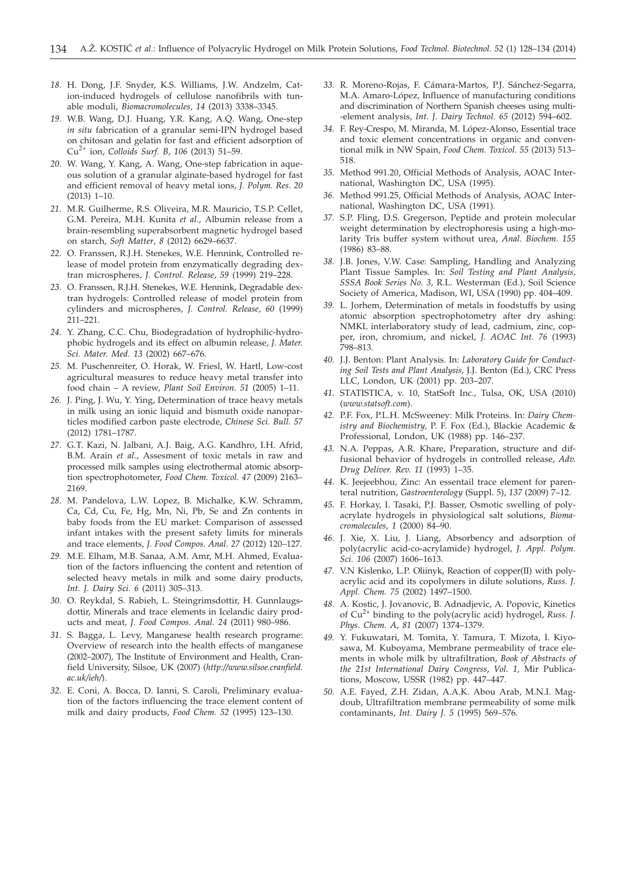18. H. Dong, J.F. Snyder, K.S. Williams, J.W. Andzelm, Cation-induced hydrogels of cellulose nanofibrils with tunable moduli, *Biomacromolecules*, *14* (2013) 3338–3345.

19. W.B. Wang, D.J. Huang, Y.R. Kang, A.Q. Wang, One-step *in situ* fabrication of a granular semi-IPN hydrogel based on chitosan and gelatin for fast and efficient adsorption of $Cu^{2+}$ ion, *Colloids Surf. B*, *106* (2013) 51–59.

20. W. Wang, Y. Kang, A. Wang, One-step fabrication in aqueous solution of a granular alginate-based hydrogel for fast and efficient removal of heavy metal ions, *J. Polym. Res*. *20* (2013) 1–10.

21. M.R. Guilherme, R.S. Oliveira, M.R. Mauricio, T.S.P. Cellet, G.M. Pereira, M.H. Kunita *et al*., Albumin release from a brain-resembling superabsorbent magnetic hydrogel based on starch, *Soft Matter*, *8* (2012) 6629–6637.

22. O. Franssen, R.J.H. Stenekes, W.E. Hennink, Controlled release of model protein from enzymatically degrading dextran microspheres, *J. Control. Release*, *59* (1999) 219–228.

23. O. Franssen, R.J.H. Stenekes, W.E. Hennink, Degradable dextran hydrogels: Controlled release of model protein from cylinders and microspheres, *J. Control. Release*, *60* (1999) 211–221.

24. Y. Zhang, C.C. Chu, Biodegradation of hydrophilic-hydrophobic hydrogels and its effect on albumin release, *J. Mater. Sci. Mater. Med. 13* (2002) 667–676.

25. M. Puschenreiter, O. Horak, W. Friesl, W. Hartl, Low-cost agricultural measures to reduce heavy metal transfer into food chain – A review, *Plant Soil Environ. 51* (2005) 1–11.

26. J. Ping, J. Wu, Y. Ying, Determination of trace heavy metals in milk using an ionic liquid and bismuth oxide nanoparticles modified carbon paste electrode, *Chinese Sci. Bull. 57* (2012) 1781–1787.

27. G.T. Kazi, N. Jalbani, A.J. Baig, A.G. Kandhro, I.H. Afrid, B.M. Arain *et al*., Assesment of toxic metals in raw and processed milk samples using electrothermal atomic absorption spectrophotometer, *Food Chem. Toxicol. 47* (2009) 2163–2169.

28. M. Pandelova, L.W. Lopez, B. Michalke, K.W. Schramm, Ca, Cd, Cu, Fe, Hg, Mn, Ni, Pb, Se and Zn contents in baby foods from the EU market: Comparison of assessed infant intakes with the present safety limits for minerals and trace elements, *J. Food Compos. Anal. 27* (2012) 120–127.

29. M.E. Elham, M.B. Sanaa, A.M. Amr, M.H. Ahmed, Evaluation of the factors influencing the content and retention of selected heavy metals in milk and some dairy products, *Int. J. Dairy Sci. 6* (2011) 305–313.

30. O. Reykdal, S. Rabieh, L. Steingrimsdottir, H. Gunnlaugsdottir, Minerals and trace elements in Icelandic dairy products and meat, *J. Food Compos. Anal. 24* (2011) 980–986.

31. S. Bagga, L. Levy, Manganese health research programe: Overview of research into the health effects of manganese (2002–2007), The Institute of Environment and Health, Cranfield University, Silsoe, UK (2007) (*http://www.silsoe.cranfield.ac.uk/ieh/*).

32. E. Coni, A. Bocca, D. Ianni, S. Caroli, Preliminary evaluation of the factors influencing the trace element content of milk and dairy products, *Food Chem. 52* (1995) 123–130.

33. R. Moreno-Rojas, F. Cámara-Martos, P.J. Sánchez-Segarra, M.A. Amaro-López, Influence of manufacturing conditions and discrimination of Northern Spanish cheeses using multi-element analysis, *Int. J. Dairy Technol. 65* (2012) 594–602.

34. F. Rey-Crespo, M. Miranda, M. López-Alonso, Essential trace and toxic element concentrations in organic and conventional milk in NW Spain, *Food Chem. Toxicol. 55* (2013) 513–518.

35. Method 991.20, Official Methods of Analysis, AOAC International, Washington DC, USA (1995).

36. Method 991.25, Official Methods of Analysis, AOAC International, Washington DC, USA (1991).

37. S.P. Fling, D.S. Gregerson, Peptide and protein molecular weight determination by electrophoresis using a high-molarity Tris buffer system without urea, *Anal. Biochem. 155* (1986) 83–88.

38. J.B. Jones, V.W. Case: Sampling, Handling and Analyzing Plant Tissue Samples. In: *Soil Testing and Plant Analysis*, *SSSA Book Series No. 3*, R.L. Westerman (Ed.), Soil Science Society of America, Madison, WI, USA (1990) pp. 404–409.

39. L. Jorhem, Determination of metals in foodstuffs by using atomic absorption spectrophotometry after dry ashing: NMKL interlaboratory study of lead, cadmium, zinc, copper, iron, chromium, and nickel, *J. AOAC Int. 76* (1993) 798–813.

40. J.J. Benton: Plant Analysis. In: *Laboratory Guide for Conducting Soil Tests and Plant Analysis*, J.J. Benton (Ed.), CRC Press LLC, London, UK (2001) pp. 203–207.

41. STATISTICA, v. 10, StatSoft Inc., Tulsa, OK, USA (2010) (*www.statsoft.com*).

42. P.F. Fox, P.L.H. McSweeney: Milk Proteins. In: *Dairy Chemistry and Biochemistry*, P. F. Fox (Ed.), Blackie Academic & Professional, London, UK (1988) pp. 146–237.

43. N.A. Peppas, A.R. Khare, Preparation, structure and diffusional behavior of hydrogels in controlled release, *Adv. Drug Deliver. Rev. 11* (1993) 1–35.

44. K. Jeejeebhou, Zinc: An essentail trace element for parenteral nutrition, *Gastroenterology* (Suppl. 5), *137* (2009) 7–12.

45. F. Horkay, I. Tasaki, P.J. Basser, Osmotic swelling of polyacrylate hydrogels in physiological salt solutions, *Biomacromolecules*, *1* (2000) 84–90.

46. J. Xie, X. Liu, J. Liang, Absorbency and adsorption of poly(acrylic acid-co-acrylamide) hydrogel, *J. Appl. Polym. Sci. 106* (2007) 1606–1613.

47. V.N Kislenko, L.P. Oliinyk, Reaction of copper(II) with polyacrylic acid and its copolymers in dilute solutions, *Russ. J. Appl. Chem. 75* (2002) 1497–1500.

48. A. Kostic, J. Jovanovic, B. Adnadjevic, A. Popovic, Kinetics of $Cu^{2+}$ binding to the poly(acrylic acid) hydrogel, *Russ. J. Phys. Chem. A*, *81* (2007) 1374–1379.

49. Y. Fukuwatari, M. Tomita, Y. Tamura, T. Mizota, I. Kiyosawa, M. Kuboyama, Membrane permeability of trace elements in whole milk by ultrafiltration, *Book of Abstracts of the 21st International Dairy Congress*, *Vol. 1*, Mir Publications, Moscow, USSR (1982) pp. 447–447.

50. A.E. Fayed, Z.H. Zidan, A.A.K. Abou Arab, M.N.I. Magdoub, Ultrafiltration membrane permeability of some milk contaminants, *Int. Dairy J. 5* (1995) 569–576.